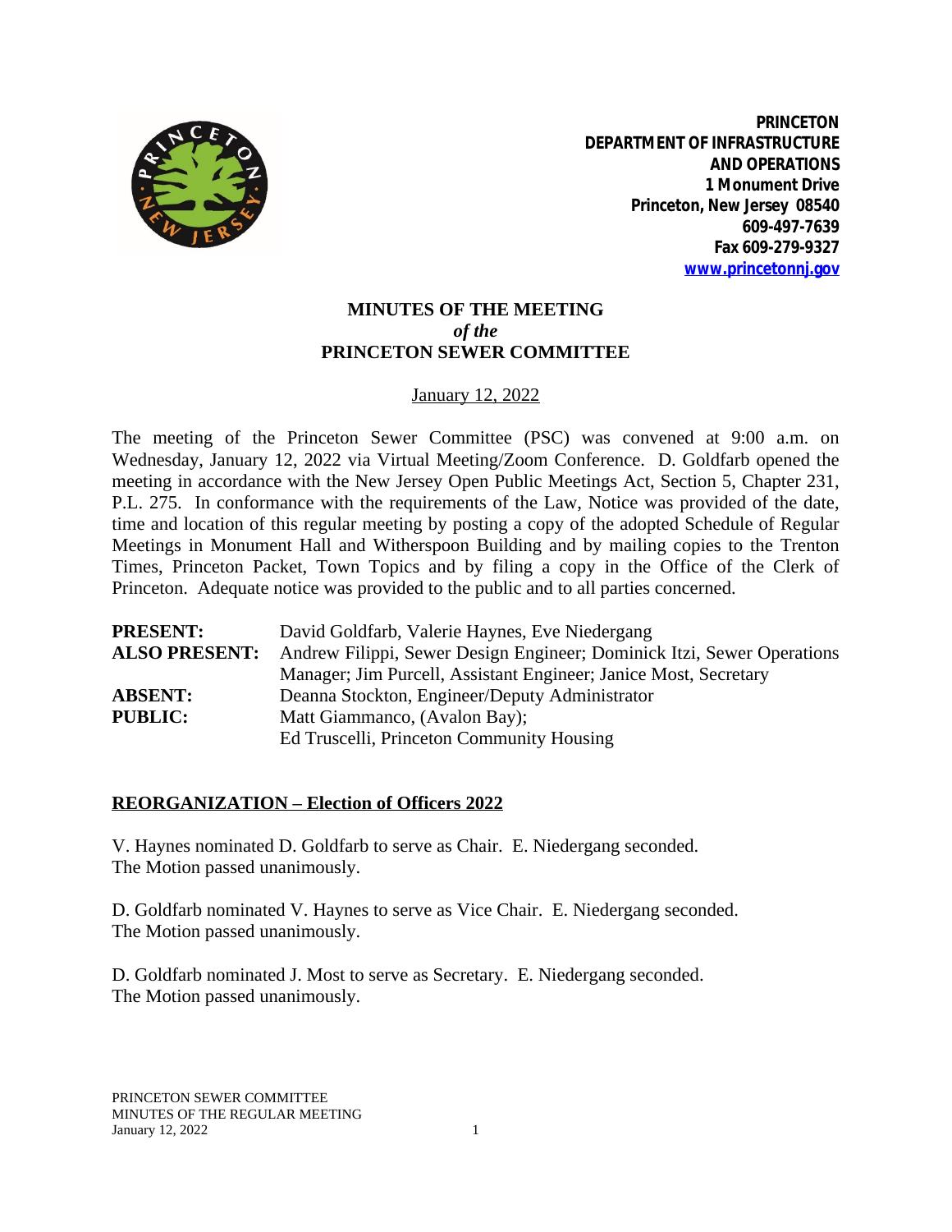**PRINCETON**
**DEPARTMENT OF INFRASTRUCTURE AND OPERATIONS**
**1 Monument Drive**
**Princeton, New Jersey 08540**
**609-497-7639**
**Fax 609-279-9327**
**www.princetonnj.gov**

# MINUTES OF THE MEETING *of the* PRINCETON SEWER COMMITTEE

January 12, 2022

The meeting of the Princeton Sewer Committee (PSC) was convened at 9:00 a.m. on Wednesday, January 12, 2022 via Virtual Meeting/Zoom Conference. D. Goldfarb opened the meeting in accordance with the New Jersey Open Public Meetings Act, Section 5, Chapter 231, P.L. 275. In conformance with the requirements of the Law, Notice was provided of the date, time and location of this regular meeting by posting a copy of the adopted Schedule of Regular Meetings in Monument Hall and Witherspoon Building and by mailing copies to the Trenton Times, Princeton Packet, Town Topics and by filing a copy in the Office of the Clerk of Princeton. Adequate notice was provided to the public and to all parties concerned.

| | |
|---|---|
| **PRESENT:** | David Goldfarb, Valerie Haynes, Eve Niedergang |
| **ALSO PRESENT:** | Andrew Filippi, Sewer Design Engineer; Dominick Itzi, Sewer Operations Manager; Jim Purcell, Assistant Engineer; Janice Most, Secretary |
| **ABSENT:** | Deanna Stockton, Engineer/Deputy Administrator |
| **PUBLIC:** | Matt Giammanco, (Avalon Bay); Ed Truscelli, Princeton Community Housing |

## REORGANIZATION – Election of Officers 2022

V. Haynes nominated D. Goldfarb to serve as Chair. E. Niedergang seconded. The Motion passed unanimously.

D. Goldfarb nominated V. Haynes to serve as Vice Chair. E. Niedergang seconded. The Motion passed unanimously.

D. Goldfarb nominated J. Most to serve as Secretary. E. Niedergang seconded. The Motion passed unanimously.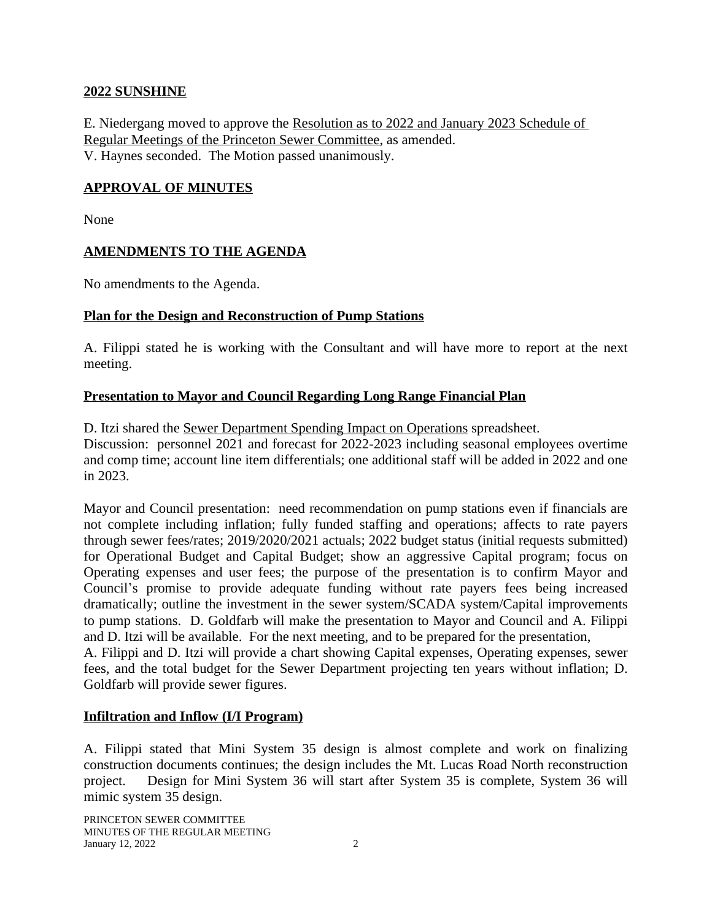## 2022 SUNSHINE

E. Niedergang moved to approve the Resolution as to 2022 and January 2023 Schedule of Regular Meetings of the Princeton Sewer Committee, as amended.
V. Haynes seconded. The Motion passed unanimously.

## APPROVAL OF MINUTES

None

## AMENDMENTS TO THE AGENDA

No amendments to the Agenda.

## Plan for the Design and Reconstruction of Pump Stations

A. Filippi stated he is working with the Consultant and will have more to report at the next meeting.

## Presentation to Mayor and Council Regarding Long Range Financial Plan

D. Itzi shared the Sewer Department Spending Impact on Operations spreadsheet.
Discussion: personnel 2021 and forecast for 2022-2023 including seasonal employees overtime and comp time; account line item differentials; one additional staff will be added in 2022 and one in 2023.

Mayor and Council presentation: need recommendation on pump stations even if financials are not complete including inflation; fully funded staffing and operations; affects to rate payers through sewer fees/rates; 2019/2020/2021 actuals; 2022 budget status (initial requests submitted) for Operational Budget and Capital Budget; show an aggressive Capital program; focus on Operating expenses and user fees; the purpose of the presentation is to confirm Mayor and Council's promise to provide adequate funding without rate payers fees being increased dramatically; outline the investment in the sewer system/SCADA system/Capital improvements to pump stations. D. Goldfarb will make the presentation to Mayor and Council and A. Filippi and D. Itzi will be available. For the next meeting, and to be prepared for the presentation,
A. Filippi and D. Itzi will provide a chart showing Capital expenses, Operating expenses, sewer fees, and the total budget for the Sewer Department projecting ten years without inflation; D. Goldfarb will provide sewer figures.

## Infiltration and Inflow (I/I Program)

A. Filippi stated that Mini System 35 design is almost complete and work on finalizing construction documents continues; the design includes the Mt. Lucas Road North reconstruction project. Design for Mini System 36 will start after System 35 is complete, System 36 will mimic system 35 design.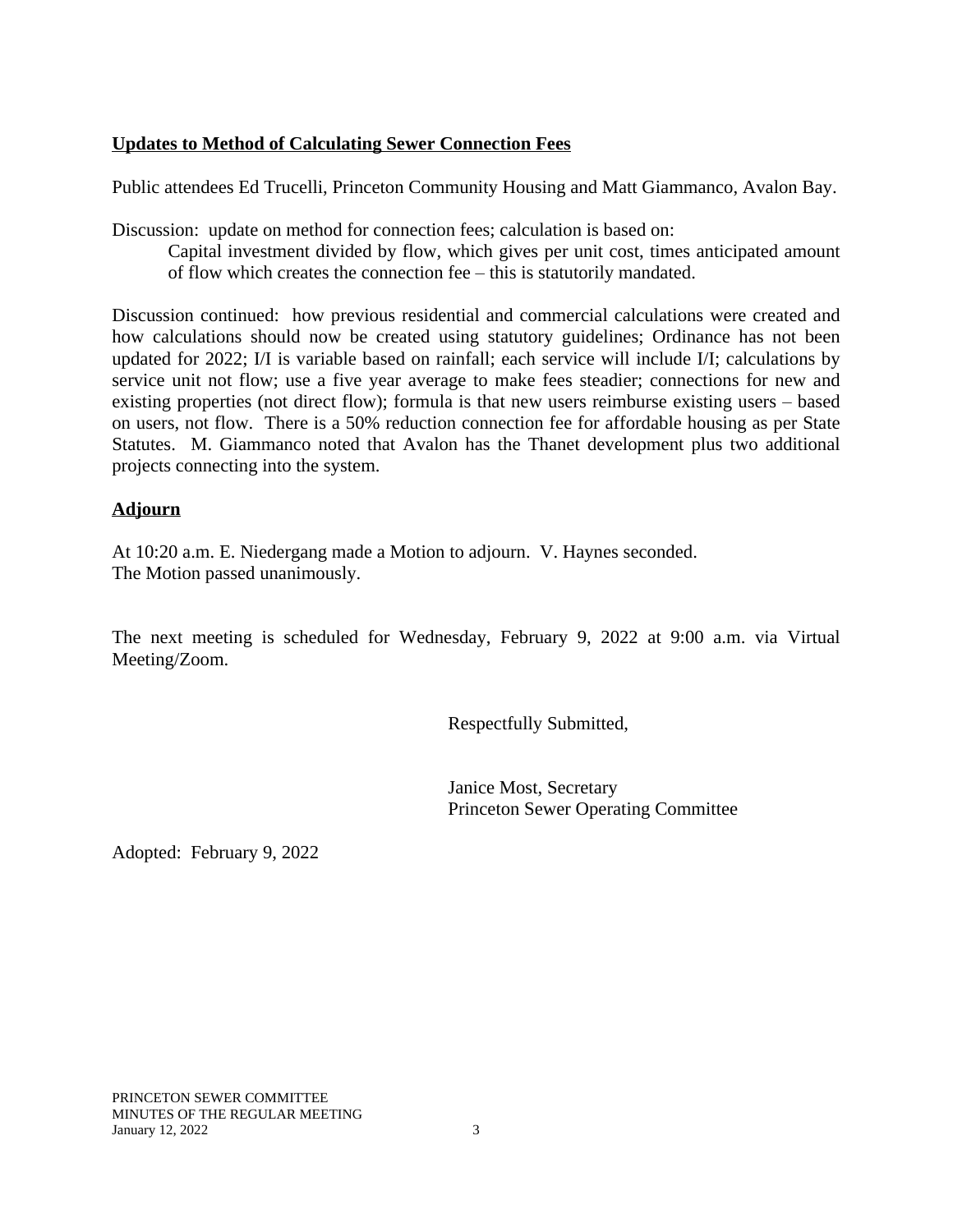**Updates to Method of Calculating Sewer Connection Fees**

Public attendees Ed Trucelli, Princeton Community Housing and Matt Giammanco, Avalon Bay.

Discussion: update on method for connection fees; calculation is based on:

> Capital investment divided by flow, which gives per unit cost, times anticipated amount of flow which creates the connection fee – this is statutorily mandated.

Discussion continued: how previous residential and commercial calculations were created and how calculations should now be created using statutory guidelines; Ordinance has not been updated for 2022; I/I is variable based on rainfall; each service will include I/I; calculations by service unit not flow; use a five year average to make fees steadier; connections for new and existing properties (not direct flow); formula is that new users reimburse existing users – based on users, not flow. There is a 50% reduction connection fee for affordable housing as per State Statutes. M. Giammanco noted that Avalon has the Thanet development plus two additional projects connecting into the system.

**Adjourn**

At 10:20 a.m. E. Niedergang made a Motion to adjourn. V. Haynes seconded.
The Motion passed unanimously.

The next meeting is scheduled for Wednesday, February 9, 2022 at 9:00 a.m. via Virtual Meeting/Zoom.

Respectfully Submitted,

Janice Most, Secretary
Princeton Sewer Operating Committee

Adopted: February 9, 2022